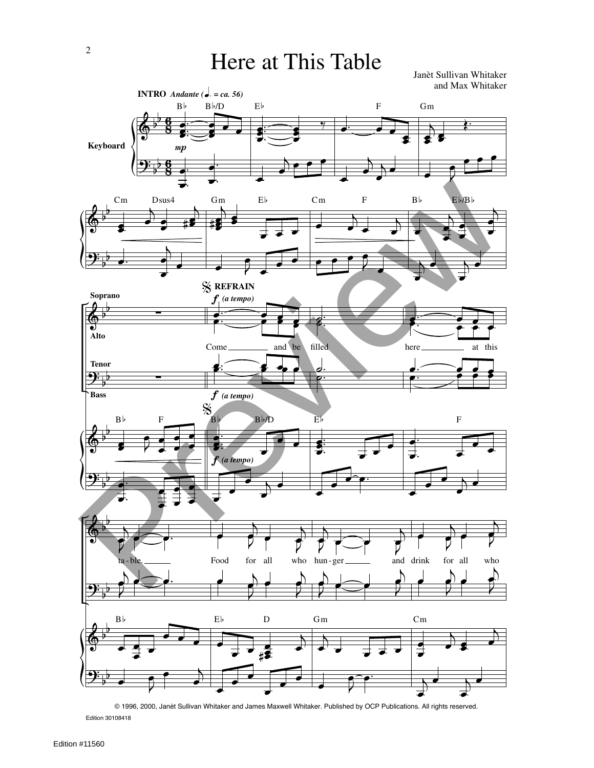# Here at This Table

Janèt Sullivan Whitaker
and Max Whitaker

INTRO *Andante* (♩. = ca. 56)

Keyboard

B♭ B♭/D E♭ F Gm

Cm Dsus4 Gm E♭ Cm F B♭ E♭/B♭

Soprano / Alto / Tenor / Bass

REFRAIN *f (a tempo)*

Come and be filled here at this

B♭ F B♭ B♭/D E♭ F

ta - ble. Food for all who hun - ger and drink for all who

B♭ E♭ D Gm Cm

© 1996, 2000, Janèt Sullivan Whitaker and James Maxwell Whitaker. Published by OCP Publications. All rights reserved.

Edition 30108418

Edition #11560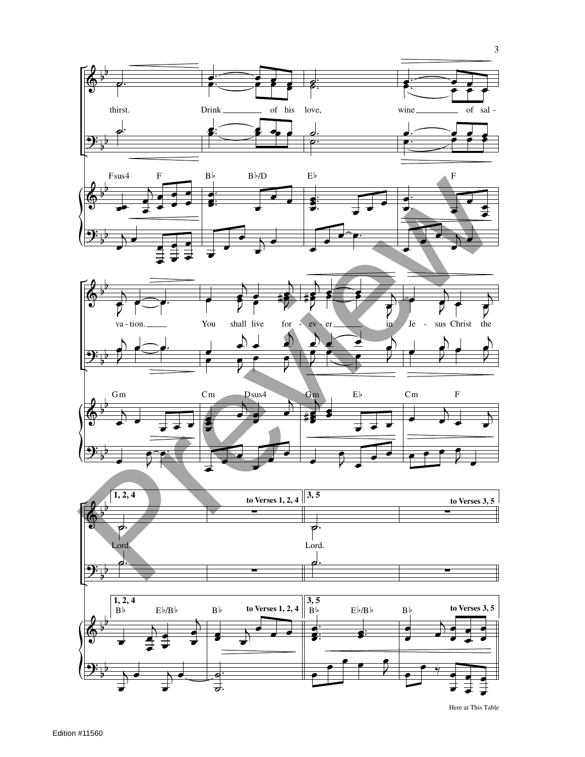thirst. Drink of his love, wine of sal-

Fsus4 F B♭ B♭/D E♭ F

va-tion. You shall live for-ev-er in Je-sus Christ the

Gm Cm Dsus4 Gm E♭ Cm F

1, 2, 4 to Verses 1, 2, 4 3, 5 to Verses 3, 5

Lord. Lord.

1, 2, 4 B♭ E♭/B♭ B♭ to Verses 1, 2, 4 3, 5 B♭ E♭/B♭ B♭ to Verses 3, 5

Here at This Table

Edition #11560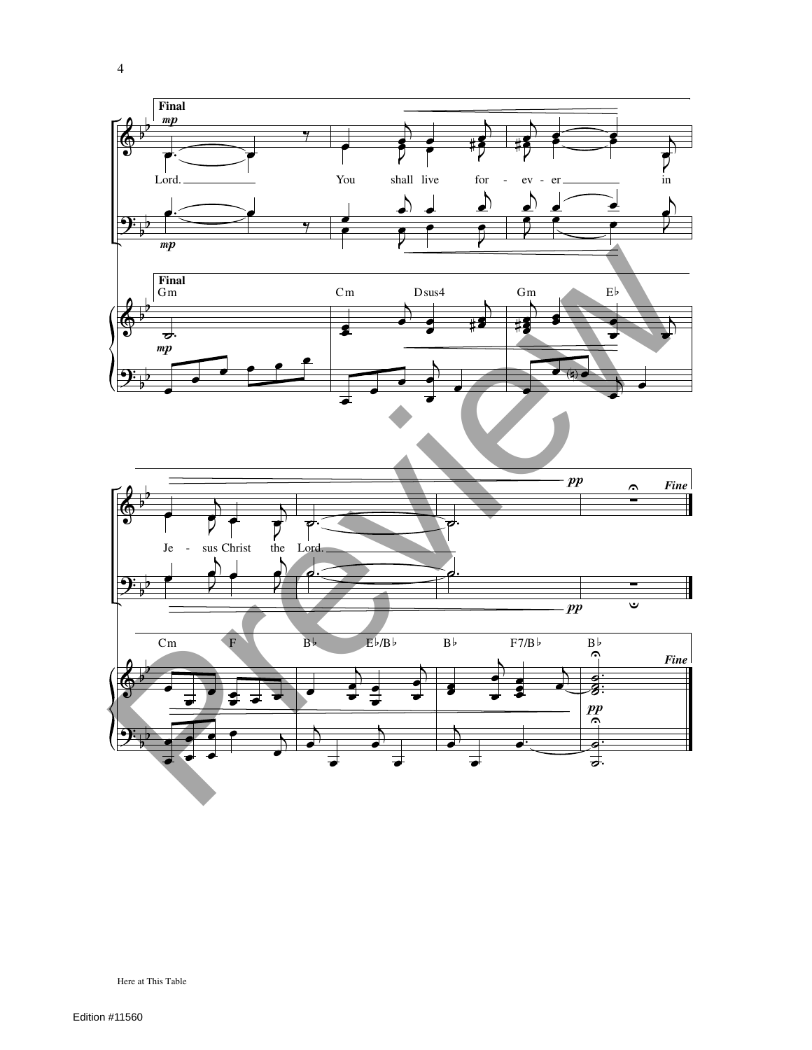**Final**

*mp*

Lord. You shall live for - ev - er in

Gm Cm Dsus4 Gm E♭

Je - sus Christ the Lord.

*pp*

*Fine*

Cm F B♭ E♭/B♭ B♭ F7/B♭ B♭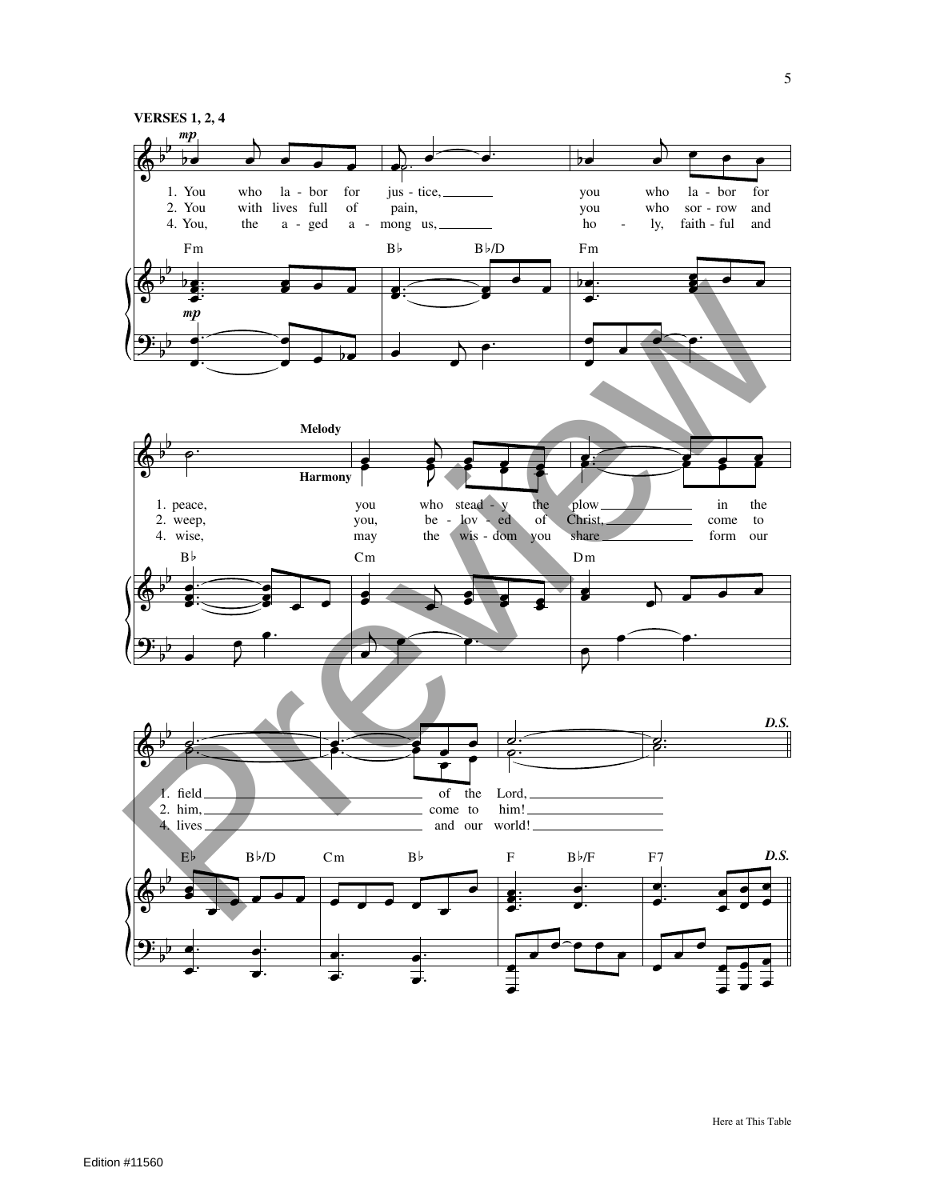**VERSES 1, 2, 4**

1. You who la - bor for jus - tice, you who la - bor for peace, you who stead - y the plow in the field of the Lord,
2. You with lives full of pain, you who sor - row and weep, you, be - lov - ed of Christ, come to him, come to him!
4. You, the a - ged a - mong us, ho - ly, faith - ful and wise, may the wis - dom you share form our lives and our world!

Fm | B♭ B♭/D | Fm | B♭ | Cm | Dm | E♭ B♭/D Cm B♭ | F B♭/F F7

*D.S.*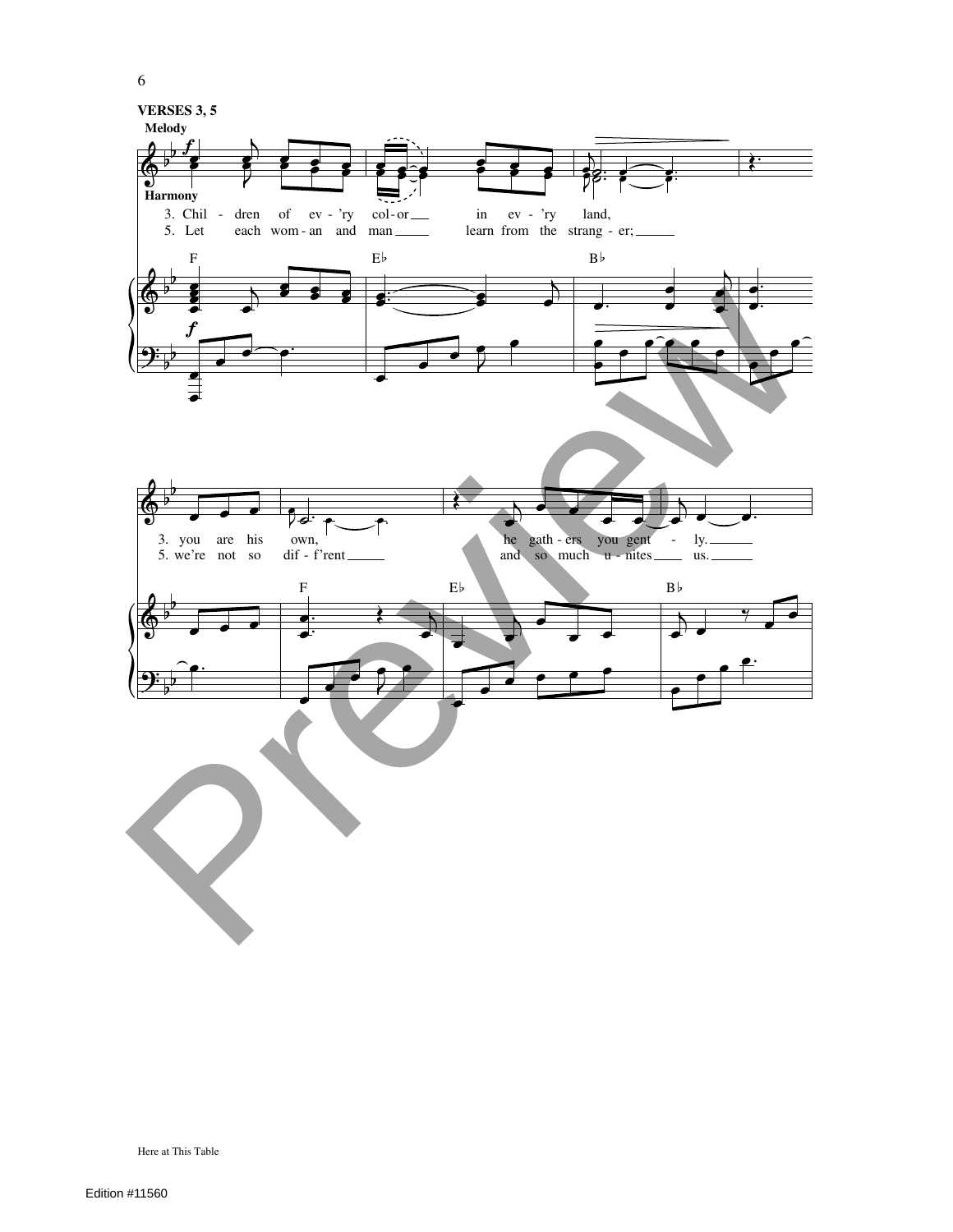**VERSES 3, 5**

Melody

Harmony

3. Chil - dren of ev - 'ry col - or in ev - 'ry land,
5. Let each wom - an and man learn from the strang - er;

F E♭ B♭

3. you are his own, he gath - ers you gent - ly.
5. we're not so dif - f'rent and so much u - nites us.

F E♭ B♭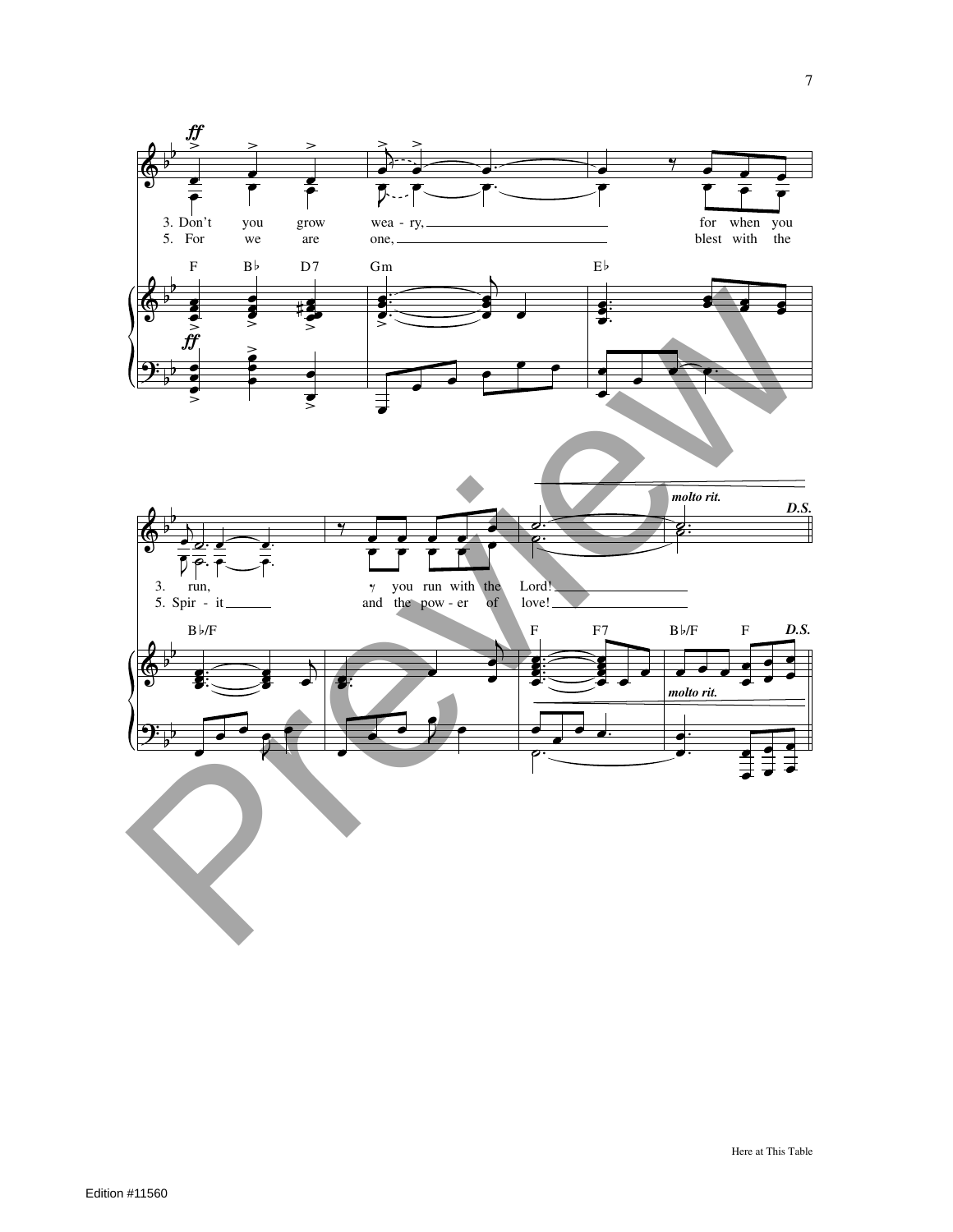*ff*

3. Don't you grow wea - ry, for when you
5. For we are one, blest with the

F B♭ D7 Gm E♭

3. run, you run with the Lord!
5. Spir - it and the pow - er of love!

B♭/F F F7 B♭/F F

*molto rit.*

*D.S.*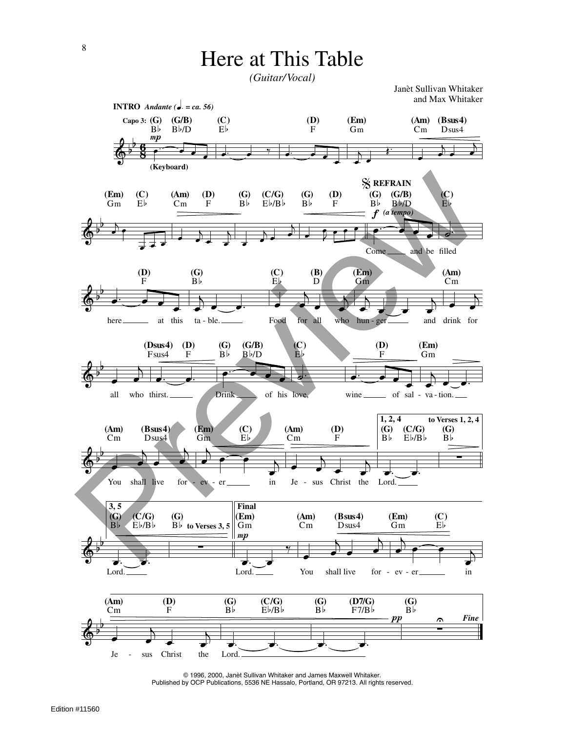# Here at This Table

*(Guitar/Vocal)*

Janèt Sullivan Whitaker
and Max Whitaker

**INTRO** *Andante* (♩. = ca. 56)

Capo 3: (G) B♭ (G/B) B♭/D (C) E♭ (D) F (Em) Gm (Am) Cm (Bsus4) Dsus4

*mp* (Keyboard)

(Em) Gm (C) E♭ (Am) Cm (D) F (G) B♭ (C/G) E♭/B♭ (G) B♭ (D) F

**REFRAIN** *f* *(a tempo)*

(G) B♭ (G/B) B♭/D (C) E♭

Come and be filled

(D) F (G) B♭ (C) E♭ (B) D (Em) Gm (Am) Cm

here at this ta - ble. Food for all who hun - ger and drink for

(Dsus4) Fsus4 (D) F (G) B♭ (G/B) B♭/D (C) E♭ (D) F (Em) Gm

all who thirst. Drink of his love, wine of sal - va - tion.

(Am) Cm (Bsus4) Dsus4 (Em) Gm (C) E♭ (Am) Cm (D) F

You shall live for - ev - er in Je - sus Christ the

**1, 2, 4** (G) B♭ (C/G) E♭/B♭ (G) B♭ — to Verses 1, 2, 4

Lord.

**3, 5** (G) B♭ (C/G) E♭/B♭ (G) B♭ — to Verses 3, 5

Lord.

**Final** *mp* (Em) Gm (Am) Cm (Bsus4) Dsus4 (Em) Gm (C) E♭

Lord. You shall live for - ev - er in

(Am) Cm (D) F (G) B♭ (C/G) E♭/B♭ (G) B♭ (D7/G) F7/B♭ (G) B♭

Je - sus Christ the Lord.

*pp* *Fine*

© 1996, 2000, Janèt Sullivan Whitaker and James Maxwell Whitaker.
Published by OCP Publications, 5536 NE Hassalo, Portland, OR 97213. All rights reserved.

Edition #11560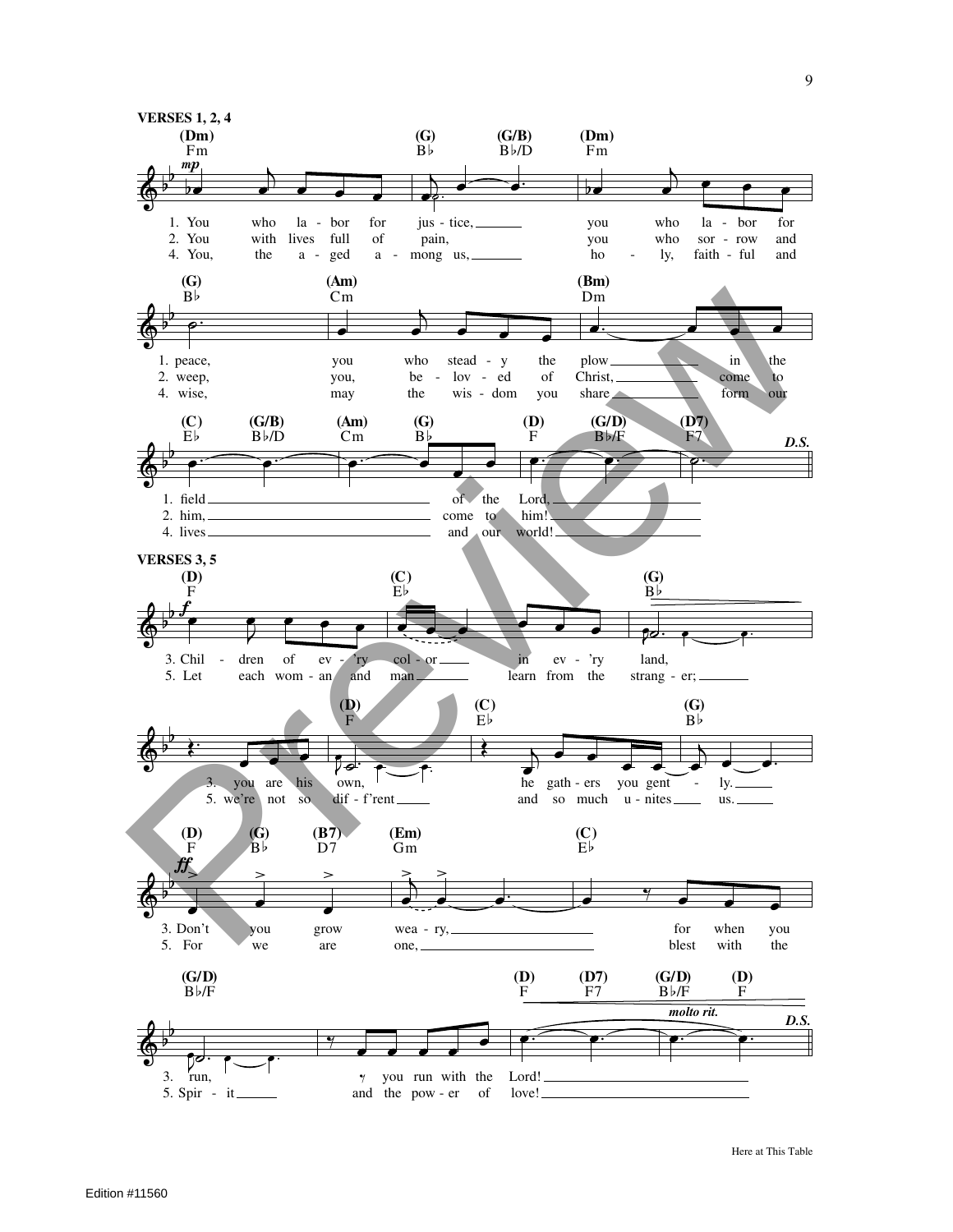**VERSES 1, 2, 4**

(Dm) Fm — (G) B♭ — (G/B) B♭/D — (Dm) Fm

*mp*

1. You who la - bor for jus - tice, you who la - bor for
2. You with lives full of pain, you who sor - row and
4. You, the a - ged a - mong us, ho - ly, faith - ful and

(G) B♭ — (Am) Cm — (Bm) Dm

1. peace, you who stead - y the plow in the
2. weep, you, be - lov - ed of Christ, come to
4. wise, may the wis - dom you share form our

(C) E♭ — (G/B) B♭/D — (Am) Cm — (G) B♭ — (D) F — (G/D) B♭/F — (D7) F7 — *D.S.*

1. field of the Lord,
2. him, come to him!
4. lives and our world!

**VERSES 3, 5**

(D) F — (C) E♭ — (G) B♭

*f*

3. Chil - dren of ev - 'ry col - or in ev - 'ry land,
5. Let each wom - an and man learn from the strang - er;

(D) F — (C) E♭ — (G) B♭

3. you are his own, he gath - ers you gent - ly.
5. we're not so dif - f'rent and so much u - nites us.

(D) F — (G) B♭ — (B7) D7 — (Em) Gm — (C) E♭

*ff*

3. Don't you grow wea - ry, for when you
5. For we are one, blest with the

(G/D) B♭/F — (D) F — (D7) F7 — (G/D) B♭/F — (D) F

*molto rit.* — *D.S.*

3. run, you run with the Lord!
5. Spir - it and the pow - er of love!

Here at This Table

Edition #11560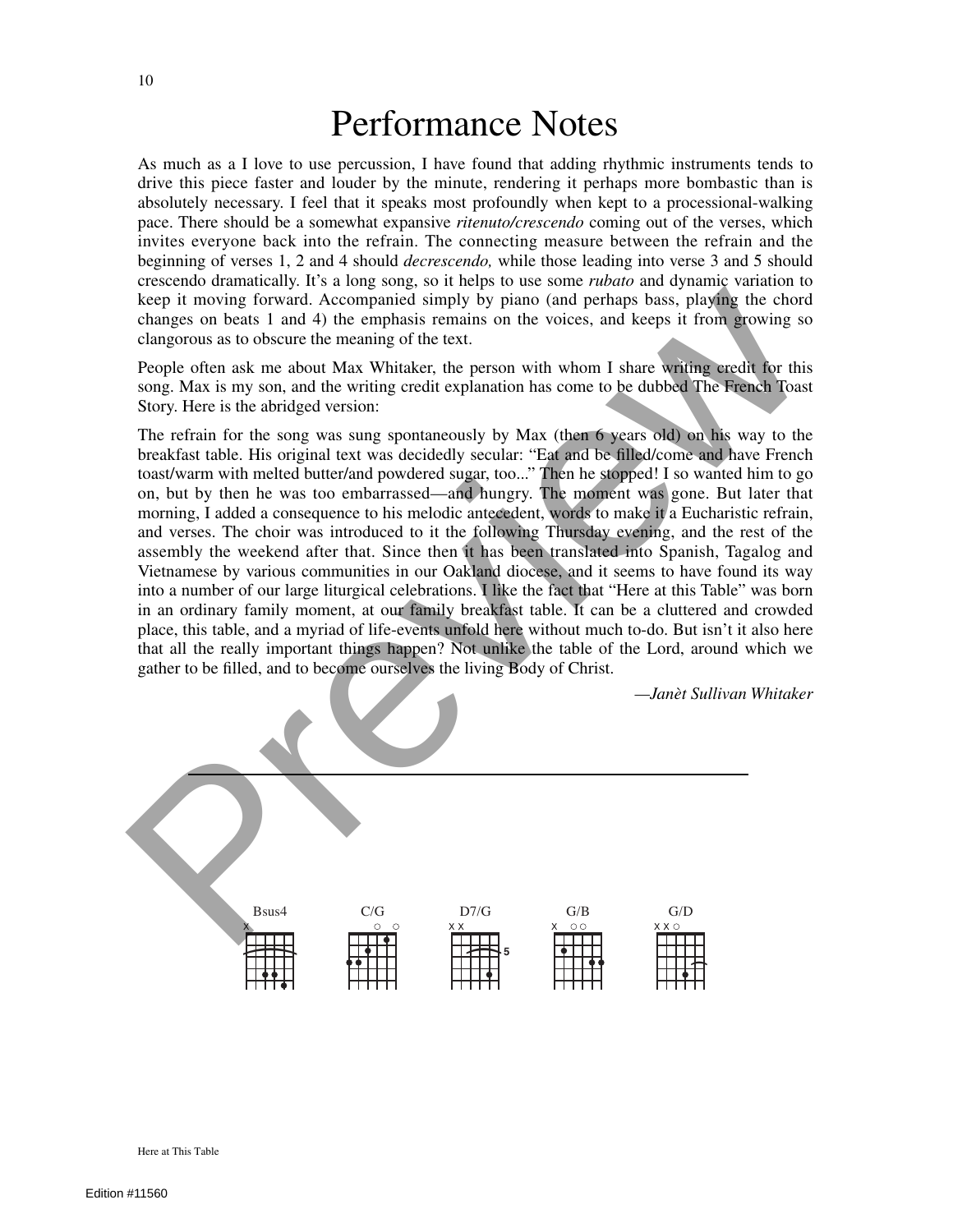# Performance Notes

As much as a I love to use percussion, I have found that adding rhythmic instruments tends to drive this piece faster and louder by the minute, rendering it perhaps more bombastic than is absolutely necessary. I feel that it speaks most profoundly when kept to a processional-walking pace. There should be a somewhat expansive *ritenuto/crescendo* coming out of the verses, which invites everyone back into the refrain. The connecting measure between the refrain and the beginning of verses 1, 2 and 4 should *decrescendo,* while those leading into verse 3 and 5 should crescendo dramatically. It's a long song, so it helps to use some *rubato* and dynamic variation to keep it moving forward. Accompanied simply by piano (and perhaps bass, playing the chord changes on beats 1 and 4) the emphasis remains on the voices, and keeps it from growing so clangorous as to obscure the meaning of the text.

People often ask me about Max Whitaker, the person with whom I share writing credit for this song. Max is my son, and the writing credit explanation has come to be dubbed The French Toast Story. Here is the abridged version:

The refrain for the song was sung spontaneously by Max (then 6 years old) on his way to the breakfast table. His original text was decidedly secular: "Eat and be filled/come and have French toast/warm with melted butter/and powdered sugar, too..." Then he stopped! I so wanted him to go on, but by then he was too embarrassed—and hungry. The moment was gone. But later that morning, I added a consequence to his melodic antecedent, words to make it a Eucharistic refrain, and verses. The choir was introduced to it the following Thursday evening, and the rest of the assembly the weekend after that. Since then it has been translated into Spanish, Tagalog and Vietnamese by various communities in our Oakland diocese, and it seems to have found its way into a number of our large liturgical celebrations. I like the fact that "Here at this Table" was born in an ordinary family moment, at our family breakfast table. It can be a cluttered and crowded place, this table, and a myriad of life-events unfold here without much to-do. But isn't it also here that all the really important things happen? Not unlike the table of the Lord, around which we gather to be filled, and to become ourselves the living Body of Christ.

—*Janèt Sullivan Whitaker*

Bsus4 C/G D7/G G/B G/D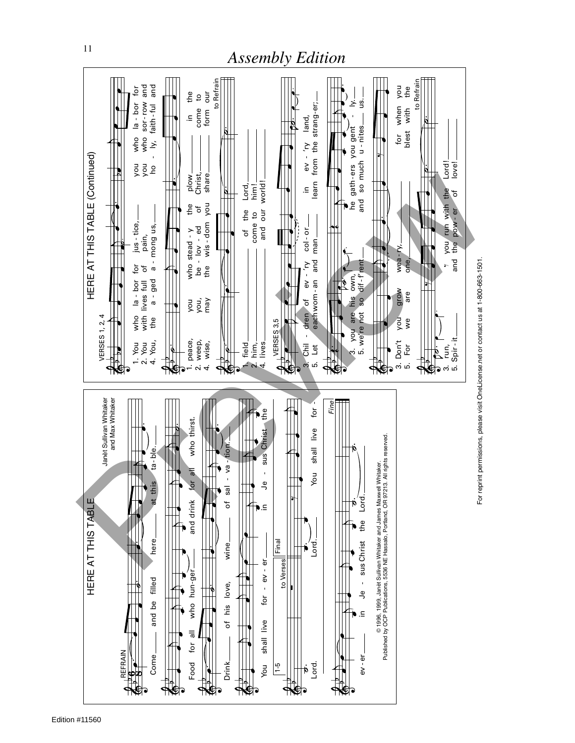# Assembly Edition

## HERE AT THIS TABLE

Janèt Sullivan Whitaker and Max Whitaker

REFRAIN

Come and be filled here at this ta-ble.
Food for all who hun-ger and drink for all who thirst.
Drink of his love, wine of sal-va-tion.
You shall live for-ev-er in Je-sus Christ the Lord.

1-5 to Verses

Final

Lord. You shall live for-ev-er in Je-sus Christ the Lord.

*Fine*

© 1996, 1999, Janèt Sullivan Whitaker and James Maxwell Whitaker.
Published by OCP Publications, 5536 NE Hassalo, Portland, OR 97213. All rights reserved.

## HERE AT THIS TABLE (Continued)

VERSES 1, 2, 4

1. You who la-bor for jus-tice, you who la-bor for peace, you who stead-y the plow in the field of the Lord,
2. You with lives full of pain, you who sor-row and weep, you, be-lov-ed of Christ, come to him, come to him!
4. You, the a-ged a-mong us, ho-ly, faith-ful and wise, may the wis-dom you share form our lives and our world!

to Refrain

VERSES 3,5

3. Chil-dren of ev-'ry col-or in ev-'ry land, you are his own, he gath-ers you gent-ly. Don't you grow wea-ry, for when you run, you run with the Lord!
5. Let each wom-an and man learn from the strang-er; we're not so dif-f'rent and so much u-nites us. For we are one, blest with the Spir-it and the pow-er of love!

to Refrain

For reprint permissions, please visit OneLicense.net or contact us at 1-800-663-1501.

Edition #11560